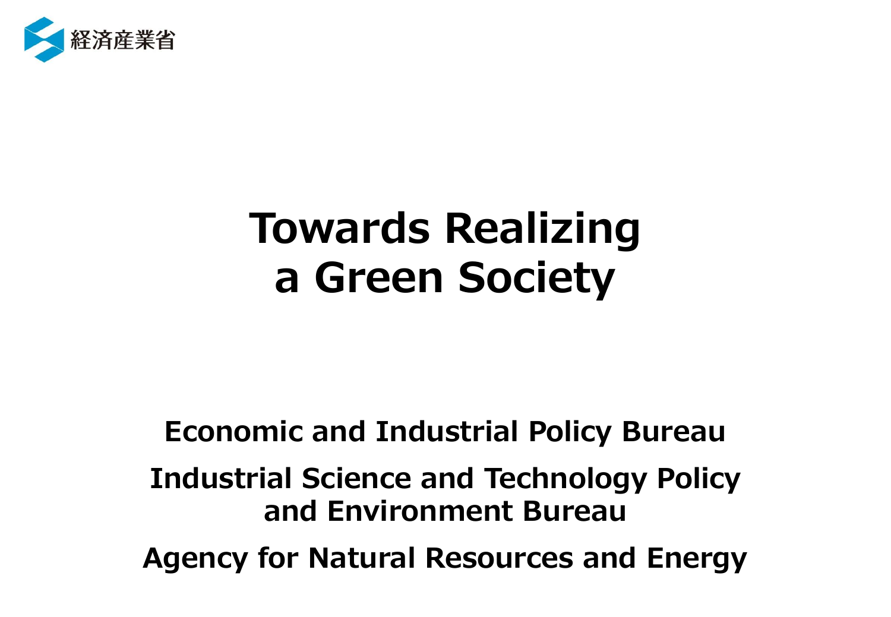経済産業省

# Towards Realizing a Green Society

**Economic and Industrial Policy Bureau**

**Industrial Science and Technology Policy and Environment Bureau**

**Agency for Natural Resources and Energy**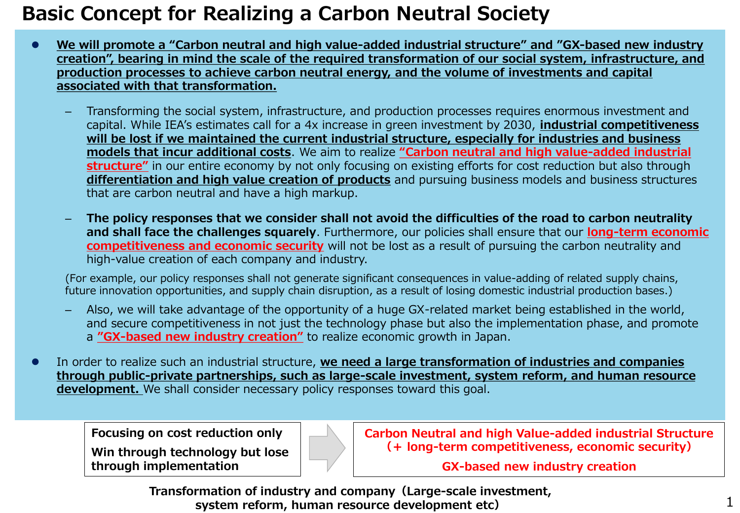# Basic Concept for Realizing a Carbon Neutral Society

- **We will promote a "Carbon neutral and high value-added industrial structure" and "GX-based new industry creation", bearing in mind the scale of the required transformation of our social system, infrastructure, and production processes to achieve carbon neutral energy, and the volume of investments and capital associated with that transformation.**

  - Transforming the social system, infrastructure, and production processes requires enormous investment and capital. While IEA's estimates call for a 4x increase in green investment by 2030, **industrial competitiveness will be lost if we maintained the current industrial structure, especially for industries and business models that incur additional costs**. We aim to realize **"Carbon neutral and high value-added industrial structure"** in our entire economy by not only focusing on existing efforts for cost reduction but also through **differentiation and high value creation of products** and pursuing business models and business structures that are carbon neutral and have a high markup.

  - **The policy responses that we consider shall not avoid the difficulties of the road to carbon neutrality and shall face the challenges squarely**. Furthermore, our policies shall ensure that our **long-term economic competitiveness and economic security** will not be lost as a result of pursuing the carbon neutrality and high-value creation of each company and industry.

  (For example, our policy responses shall not generate significant consequences in value-adding of related supply chains, future innovation opportunities, and supply chain disruption, as a result of losing domestic industrial production bases.)

  - Also, we will take advantage of the opportunity of a huge GX-related market being established in the world, and secure competitiveness in not just the technology phase but also the implementation phase, and promote a **"GX-based new industry creation"** to realize economic growth in Japan.

- In order to realize such an industrial structure, **we need a large transformation of industries and companies through public-private partnerships, such as large-scale investment, system reform, and human resource development.** We shall consider necessary policy responses toward this goal.

**Focusing on cost reduction only**

**Win through technology but lose through implementation**

→

**Carbon Neutral and high Value-added industrial Structure (+ long-term competitiveness, economic security)**

**GX-based new industry creation**

**Transformation of industry and company (Large-scale investment, system reform, human resource development etc)**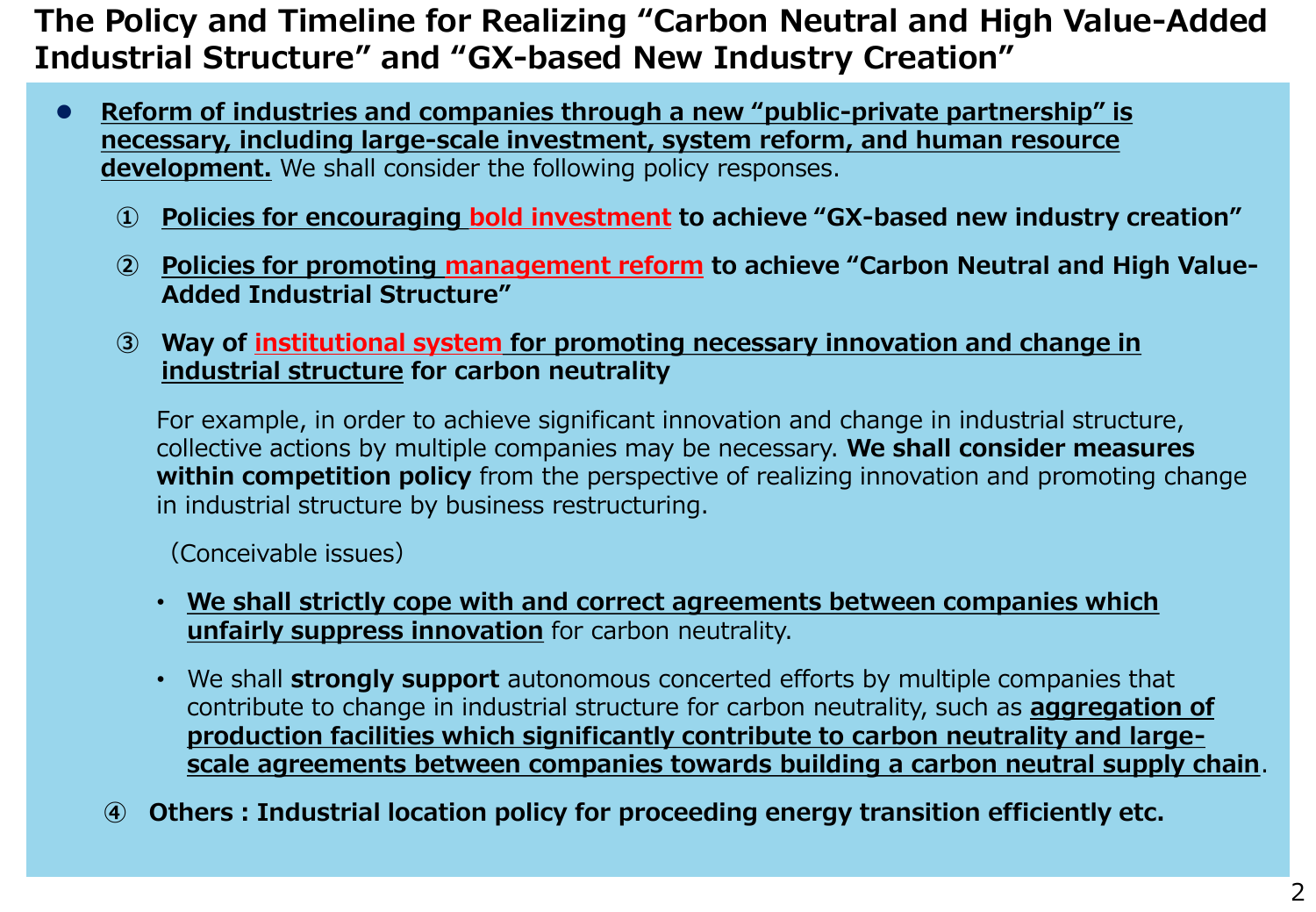# The Policy and Timeline for Realizing “Carbon Neutral and High Value-Added Industrial Structure” and “GX-based New Industry Creation”

- **Reform of industries and companies through a new “public-private partnership” is necessary, including large-scale investment, system reform, and human resource development.** We shall consider the following policy responses.

  ① **Policies for encouraging bold investment to achieve “GX-based new industry creation”**

  ② **Policies for promoting management reform to achieve “Carbon Neutral and High Value-Added Industrial Structure”**

  ③ **Way of institutional system for promoting necessary innovation and change in industrial structure for carbon neutrality**

  For example, in order to achieve significant innovation and change in industrial structure, collective actions by multiple companies may be necessary. **We shall consider measures within competition policy** from the perspective of realizing innovation and promoting change in industrial structure by business restructuring.

  （Conceivable issues）

  - **We shall strictly cope with and correct agreements between companies which unfairly suppress innovation** for carbon neutrality.
  - We shall **strongly support** autonomous concerted efforts by multiple companies that contribute to change in industrial structure for carbon neutrality, such as **aggregation of production facilities which significantly contribute to carbon neutrality and large-scale agreements between companies towards building a carbon neutral supply chain**.

  ④ **Others : Industrial location policy for proceeding energy transition efficiently etc.**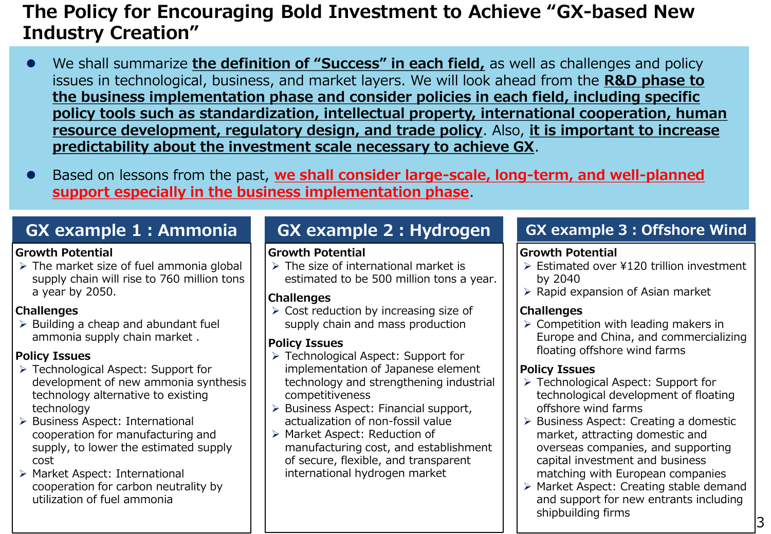# The Policy for Encouraging Bold Investment to Achieve "GX-based New Industry Creation"

- We shall summarize **the definition of "Success" in each field,** as well as challenges and policy issues in technological, business, and market layers. We will look ahead from the **R&D phase to the business implementation phase and consider policies in each field, including specific policy tools such as standardization, intellectual property, international cooperation, human resource development, regulatory design, and trade policy**. Also, **it is important to increase predictability about the investment scale necessary to achieve GX**.
- Based on lessons from the past, **we shall consider large-scale, long-term, and well-planned support especially in the business implementation phase**.

## GX example 1 : Ammonia

**Growth Potential**

- The market size of fuel ammonia global supply chain will rise to 760 million tons a year by 2050.

**Challenges**

- Building a cheap and abundant fuel ammonia supply chain market .

**Policy Issues**

- Technological Aspect: Support for development of new ammonia synthesis technology alternative to existing technology
- Business Aspect: International cooperation for manufacturing and supply, to lower the estimated supply cost
- Market Aspect: International cooperation for carbon neutrality by utilization of fuel ammonia

## GX example 2 : Hydrogen

**Growth Potential**

- The size of international market is estimated to be 500 million tons a year.

**Challenges**

- Cost reduction by increasing size of supply chain and mass production

**Policy Issues**

- Technological Aspect: Support for implementation of Japanese element technology and strengthening industrial competitiveness
- Business Aspect: Financial support, actualization of non-fossil value
- Market Aspect: Reduction of manufacturing cost, and establishment of secure, flexible, and transparent international hydrogen market

## GX example 3 : Offshore Wind

**Growth Potential**

- Estimated over ¥120 trillion investment by 2040
- Rapid expansion of Asian market

**Challenges**

- Competition with leading makers in Europe and China, and commercializing floating offshore wind farms

**Policy Issues**

- Technological Aspect: Support for technological development of floating offshore wind farms
- Business Aspect: Creating a domestic market, attracting domestic and overseas companies, and supporting capital investment and business matching with European companies
- Market Aspect: Creating stable demand and support for new entrants including shipbuilding firms